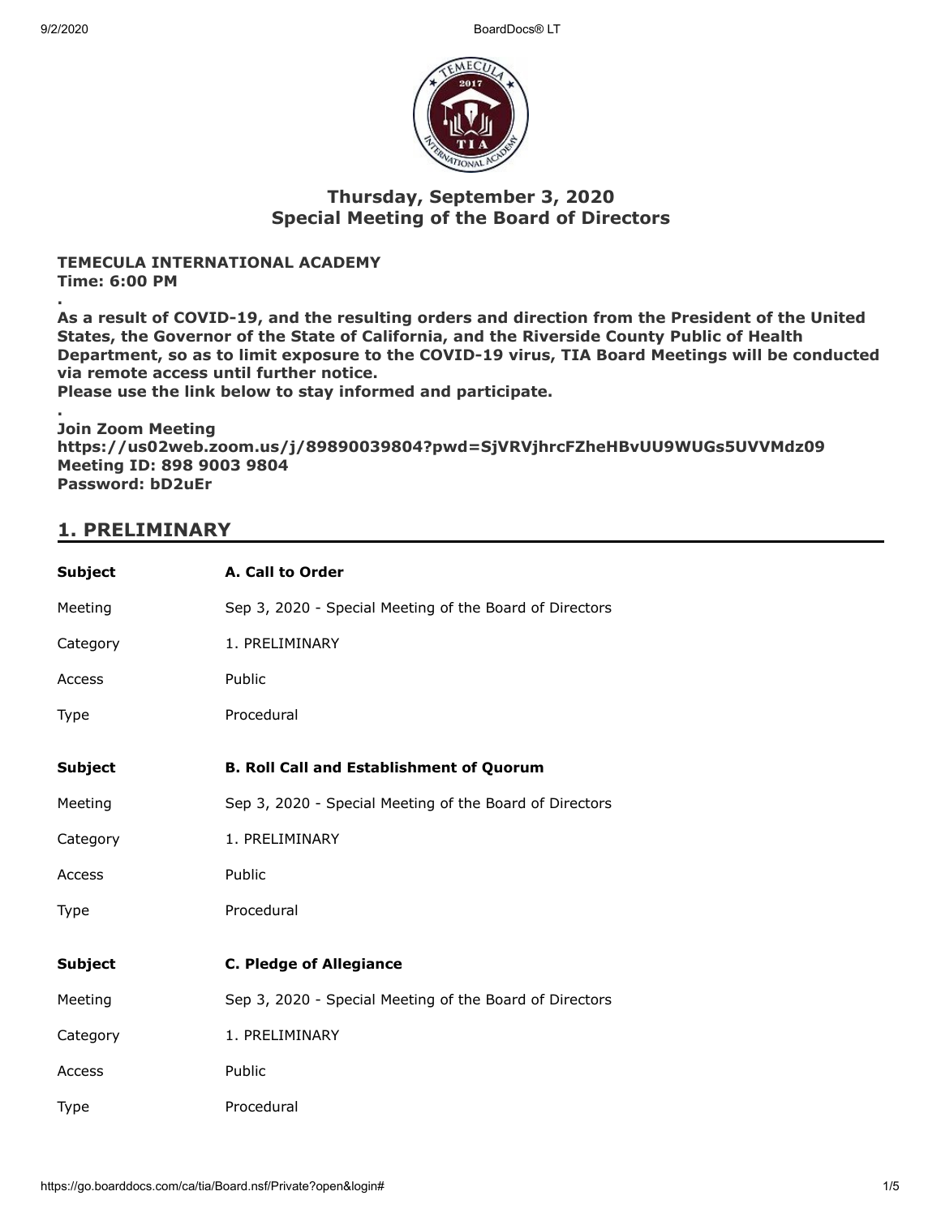## Thursday, September 3, 2020
## Special Meeting of the Board of Directors

**TEMECULA INTERNATIONAL ACADEMY**
**Time: 6:00 PM**

**.**

**As a result of COVID-19, and the resulting orders and direction from the President of the United States, the Governor of the State of California, and the Riverside County Public of Health Department, so as to limit exposure to the COVID-19 virus, TIA Board Meetings will be conducted via remote access until further notice.**
**Please use the link below to stay informed and participate.**

**.**

**Join Zoom Meeting**
**https://us02web.zoom.us/j/89890039804?pwd=SjVRVjhrcFZheHBvUU9WUGs5UVVMdz09**
**Meeting ID: 898 9003 9804**
**Password: bD2uEr**

## 1. PRELIMINARY

| **Subject** | **A. Call to Order** |
|---|---|
| Meeting | Sep 3, 2020 - Special Meeting of the Board of Directors |
| Category | 1. PRELIMINARY |
| Access | Public |
| Type | Procedural |

| **Subject** | **B. Roll Call and Establishment of Quorum** |
|---|---|
| Meeting | Sep 3, 2020 - Special Meeting of the Board of Directors |
| Category | 1. PRELIMINARY |
| Access | Public |
| Type | Procedural |

| **Subject** | **C. Pledge of Allegiance** |
|---|---|
| Meeting | Sep 3, 2020 - Special Meeting of the Board of Directors |
| Category | 1. PRELIMINARY |
| Access | Public |
| Type | Procedural |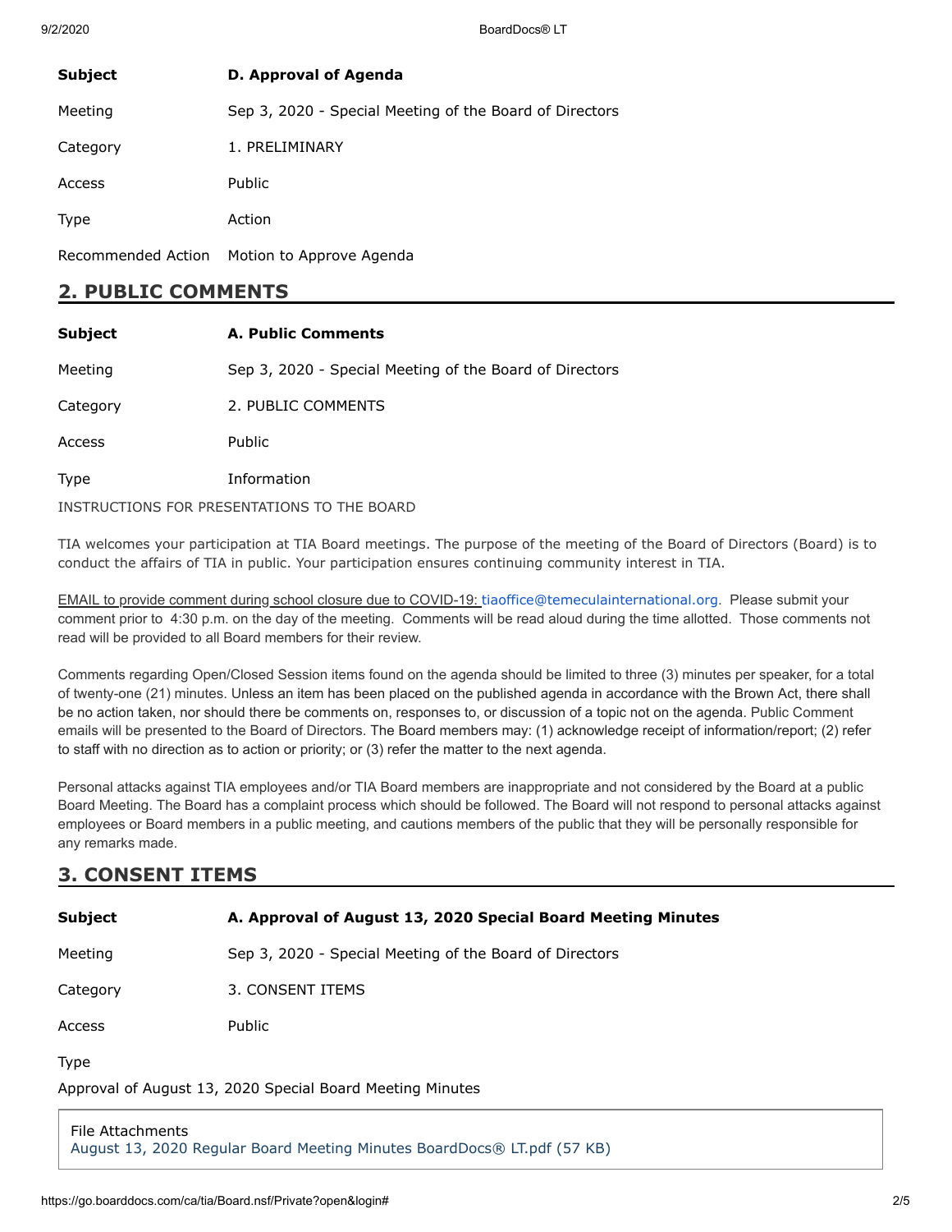| Subject | D. Approval of Agenda |
| --- | --- |
| Meeting | Sep 3, 2020 - Special Meeting of the Board of Directors |
| Category | 1. PRELIMINARY |
| Access | Public |
| Type | Action |
| Recommended Action | Motion to Approve Agenda |

## 2. PUBLIC COMMENTS

| Subject | A. Public Comments |
| --- | --- |
| Meeting | Sep 3, 2020 - Special Meeting of the Board of Directors |
| Category | 2. PUBLIC COMMENTS |
| Access | Public |
| Type | Information |

INSTRUCTIONS FOR PRESENTATIONS TO THE BOARD

TIA welcomes your participation at TIA Board meetings. The purpose of the meeting of the Board of Directors (Board) is to conduct the affairs of TIA in public. Your participation ensures continuing community interest in TIA.

EMAIL to provide comment during school closure due to COVID-19: tiaoffice@temeculainternational.org. Please submit your comment prior to 4:30 p.m. on the day of the meeting. Comments will be read aloud during the time allotted. Those comments not read will be provided to all Board members for their review.

Comments regarding Open/Closed Session items found on the agenda should be limited to three (3) minutes per speaker, for a total of twenty-one (21) minutes. Unless an item has been placed on the published agenda in accordance with the Brown Act, there shall be no action taken, nor should there be comments on, responses to, or discussion of a topic not on the agenda. Public Comment emails will be presented to the Board of Directors. The Board members may: (1) acknowledge receipt of information/report; (2) refer to staff with no direction as to action or priority; or (3) refer the matter to the next agenda.

Personal attacks against TIA employees and/or TIA Board members are inappropriate and not considered by the Board at a public Board Meeting. The Board has a complaint process which should be followed. The Board will not respond to personal attacks against employees or Board members in a public meeting, and cautions members of the public that they will be personally responsible for any remarks made.

## 3. CONSENT ITEMS

| Subject | A. Approval of August 13, 2020 Special Board Meeting Minutes |
| --- | --- |
| Meeting | Sep 3, 2020 - Special Meeting of the Board of Directors |
| Category | 3. CONSENT ITEMS |
| Access | Public |
| Type | |

Approval of August 13, 2020 Special Board Meeting Minutes

File Attachments
August 13, 2020 Regular Board Meeting Minutes BoardDocs® LT.pdf (57 KB)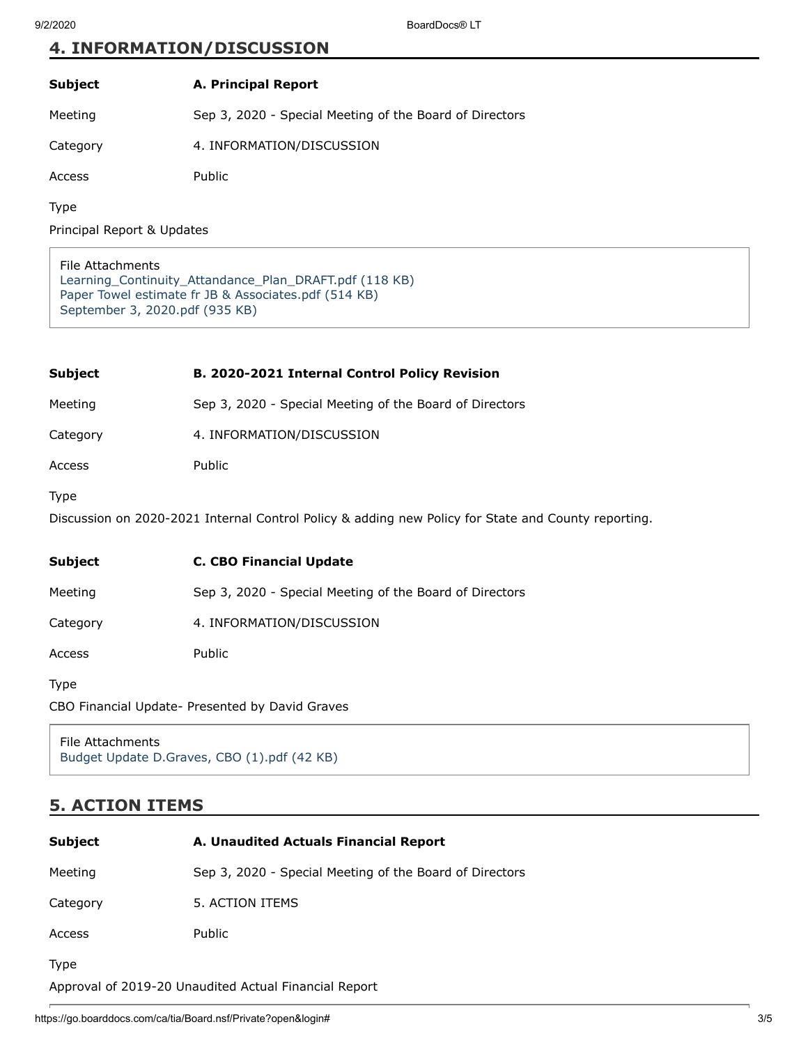## 4. INFORMATION/DISCUSSION

| | |
|---|---|
| **Subject** | **A. Principal Report** |
| Meeting | Sep 3, 2020 - Special Meeting of the Board of Directors |
| Category | 4. INFORMATION/DISCUSSION |
| Access | Public |

Type

Principal Report & Updates

File Attachments
Learning_Continuity_Attendance_Plan_DRAFT.pdf (118 KB)
Paper Towel estimate fr JB & Associates.pdf (514 KB)
September 3, 2020.pdf (935 KB)

| | |
|---|---|
| **Subject** | **B. 2020-2021 Internal Control Policy Revision** |
| Meeting | Sep 3, 2020 - Special Meeting of the Board of Directors |
| Category | 4. INFORMATION/DISCUSSION |
| Access | Public |

Type

Discussion on 2020-2021 Internal Control Policy & adding new Policy for State and County reporting.

| | |
|---|---|
| **Subject** | **C. CBO Financial Update** |
| Meeting | Sep 3, 2020 - Special Meeting of the Board of Directors |
| Category | 4. INFORMATION/DISCUSSION |
| Access | Public |

Type

CBO Financial Update- Presented by David Graves

File Attachments
Budget Update D.Graves, CBO (1).pdf (42 KB)

## 5. ACTION ITEMS

| | |
|---|---|
| **Subject** | **A. Unaudited Actuals Financial Report** |
| Meeting | Sep 3, 2020 - Special Meeting of the Board of Directors |
| Category | 5. ACTION ITEMS |
| Access | Public |

Type

Approval of 2019-20 Unaudited Actual Financial Report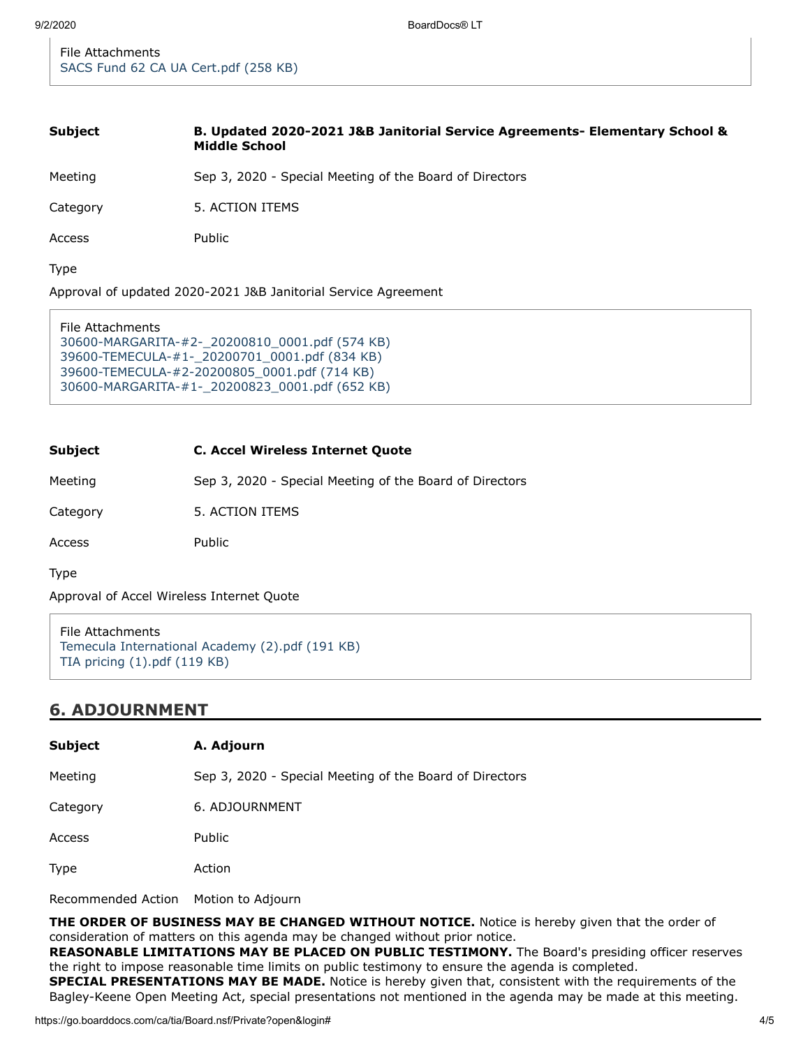File Attachments
SACS Fund 62 CA UA Cert.pdf (258 KB)

| | |
|---|---|
| **Subject** | **B. Updated 2020-2021 J&B Janitorial Service Agreements- Elementary School & Middle School** |
| Meeting | Sep 3, 2020 - Special Meeting of the Board of Directors |
| Category | 5. ACTION ITEMS |
| Access | Public |

Type

Approval of updated 2020-2021 J&B Janitorial Service Agreement

File Attachments
30600-MARGARITA-#2-_20200810_0001.pdf (574 KB)
39600-TEMECULA-#1-_20200701_0001.pdf (834 KB)
39600-TEMECULA-#2-20200805_0001.pdf (714 KB)
30600-MARGARITA-#1-_20200823_0001.pdf (652 KB)

| | |
|---|---|
| **Subject** | **C. Accel Wireless Internet Quote** |
| Meeting | Sep 3, 2020 - Special Meeting of the Board of Directors |
| Category | 5. ACTION ITEMS |
| Access | Public |

Type

Approval of Accel Wireless Internet Quote

File Attachments
Temecula International Academy (2).pdf (191 KB)
TIA pricing (1).pdf (119 KB)

## 6. ADJOURNMENT

| | |
|---|---|
| **Subject** | **A. Adjourn** |
| Meeting | Sep 3, 2020 - Special Meeting of the Board of Directors |
| Category | 6. ADJOURNMENT |
| Access | Public |
| Type | Action |
| Recommended Action | Motion to Adjourn |

**THE ORDER OF BUSINESS MAY BE CHANGED WITHOUT NOTICE.** Notice is hereby given that the order of consideration of matters on this agenda may be changed without prior notice.
**REASONABLE LIMITATIONS MAY BE PLACED ON PUBLIC TESTIMONY.** The Board's presiding officer reserves the right to impose reasonable time limits on public testimony to ensure the agenda is completed.
**SPECIAL PRESENTATIONS MAY BE MADE.** Notice is hereby given that, consistent with the requirements of the Bagley-Keene Open Meeting Act, special presentations not mentioned in the agenda may be made at this meeting.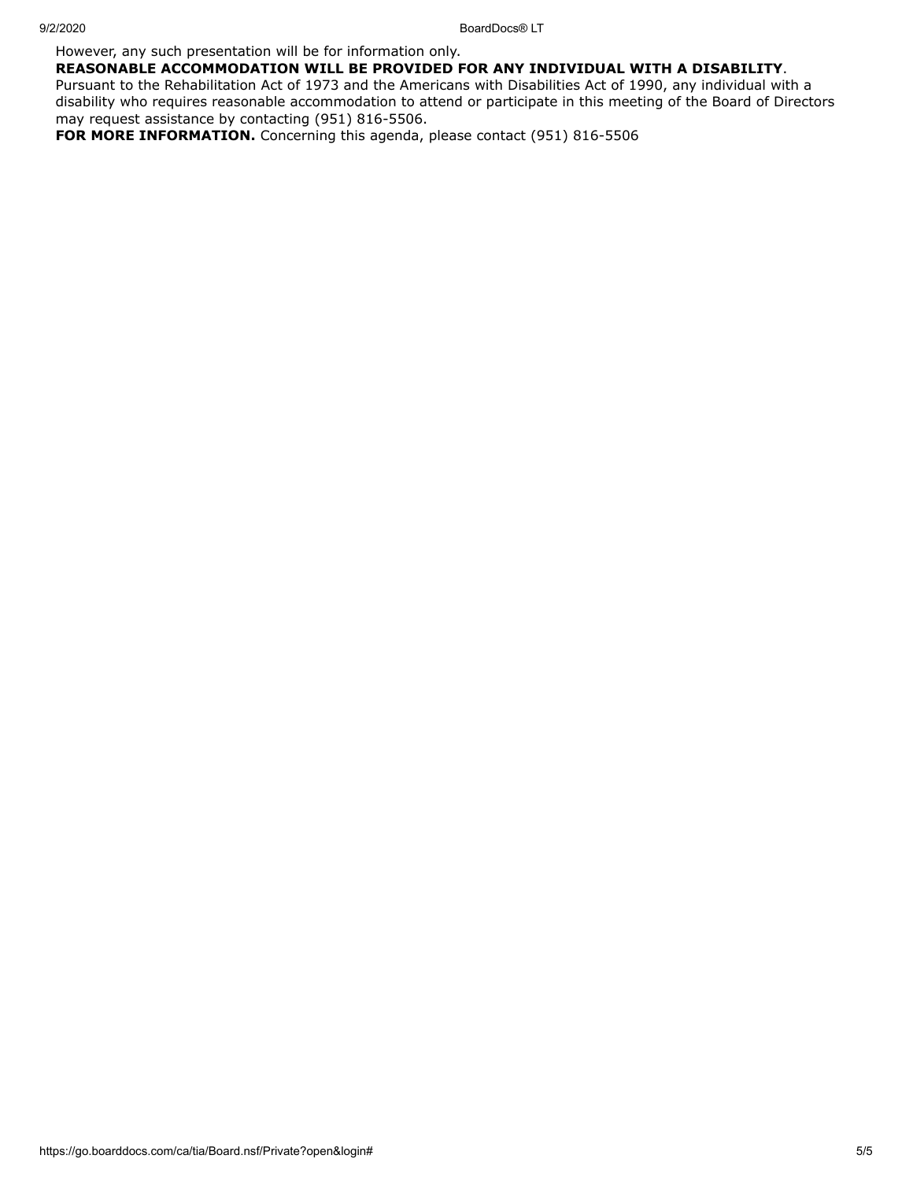However, any such presentation will be for information only.

**REASONABLE ACCOMMODATION WILL BE PROVIDED FOR ANY INDIVIDUAL WITH A DISABILITY**.

Pursuant to the Rehabilitation Act of 1973 and the Americans with Disabilities Act of 1990, any individual with a disability who requires reasonable accommodation to attend or participate in this meeting of the Board of Directors may request assistance by contacting (951) 816-5506.

**FOR MORE INFORMATION.** Concerning this agenda, please contact (951) 816-5506